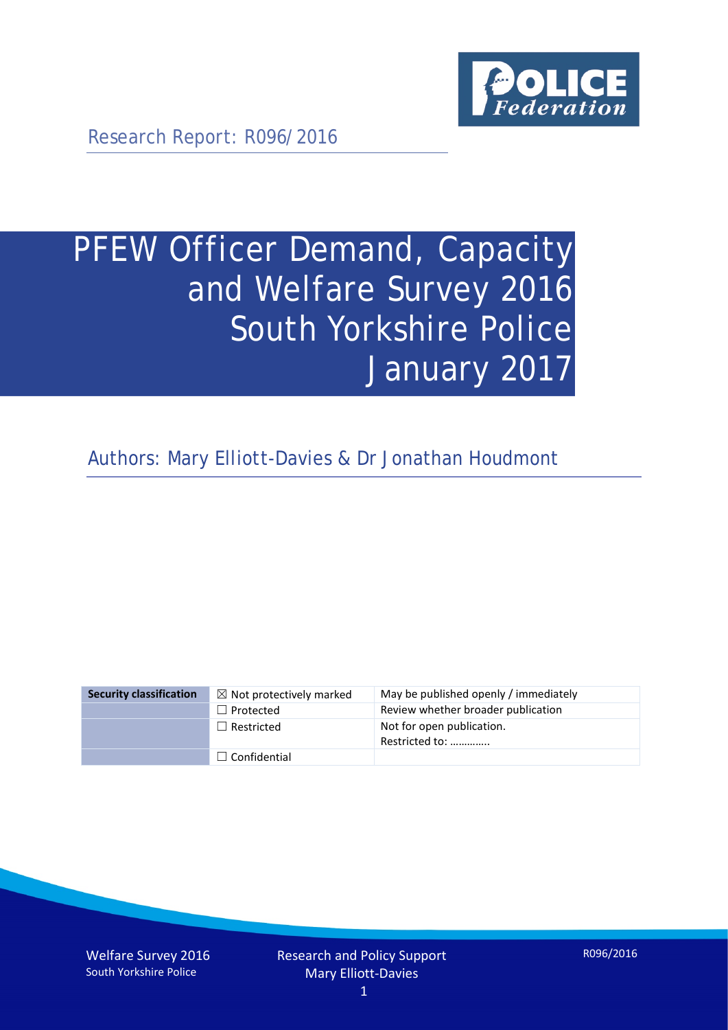Research Report: R096/2016

# PFEW Officer Demand, Capacity and Welfare Survey 2016 South Yorkshire Police January 2017

Authors: Mary Elliott-Davies & Dr Jonathan Houdmont

| Security classification | | |
|---|---|---|
| | ☒ Not protectively marked | May be published openly / immediately |
| | ☐ Protected | Review whether broader publication |
| | ☐ Restricted | Not for open publication. Restricted to: ………….. |
| | ☐ Confidential | |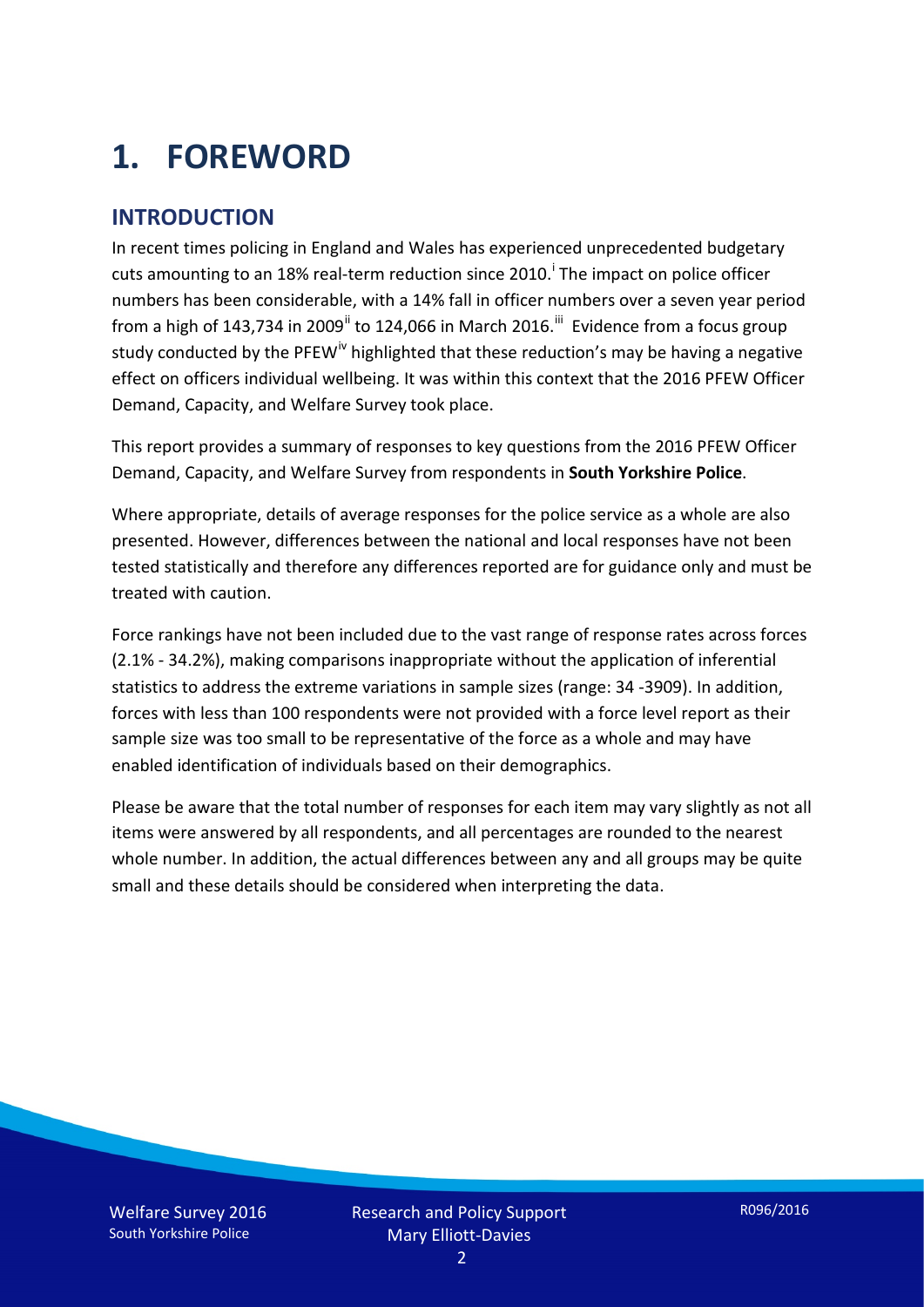# 1. FOREWORD

## INTRODUCTION

In recent times policing in England and Wales has experienced unprecedented budgetary cuts amounting to an 18% real-term reduction since 2010.[i] The impact on police officer numbers has been considerable, with a 14% fall in officer numbers over a seven year period from a high of 143,734 in 2009[ii] to 124,066 in March 2016.[iii] Evidence from a focus group study conducted by the PFEW[iv] highlighted that these reduction's may be having a negative effect on officers individual wellbeing. It was within this context that the 2016 PFEW Officer Demand, Capacity, and Welfare Survey took place.

This report provides a summary of responses to key questions from the 2016 PFEW Officer Demand, Capacity, and Welfare Survey from respondents in **South Yorkshire Police**.

Where appropriate, details of average responses for the police service as a whole are also presented. However, differences between the national and local responses have not been tested statistically and therefore any differences reported are for guidance only and must be treated with caution.

Force rankings have not been included due to the vast range of response rates across forces (2.1% - 34.2%), making comparisons inappropriate without the application of inferential statistics to address the extreme variations in sample sizes (range: 34 -3909). In addition, forces with less than 100 respondents were not provided with a force level report as their sample size was too small to be representative of the force as a whole and may have enabled identification of individuals based on their demographics.

Please be aware that the total number of responses for each item may vary slightly as not all items were answered by all respondents, and all percentages are rounded to the nearest whole number. In addition, the actual differences between any and all groups may be quite small and these details should be considered when interpreting the data.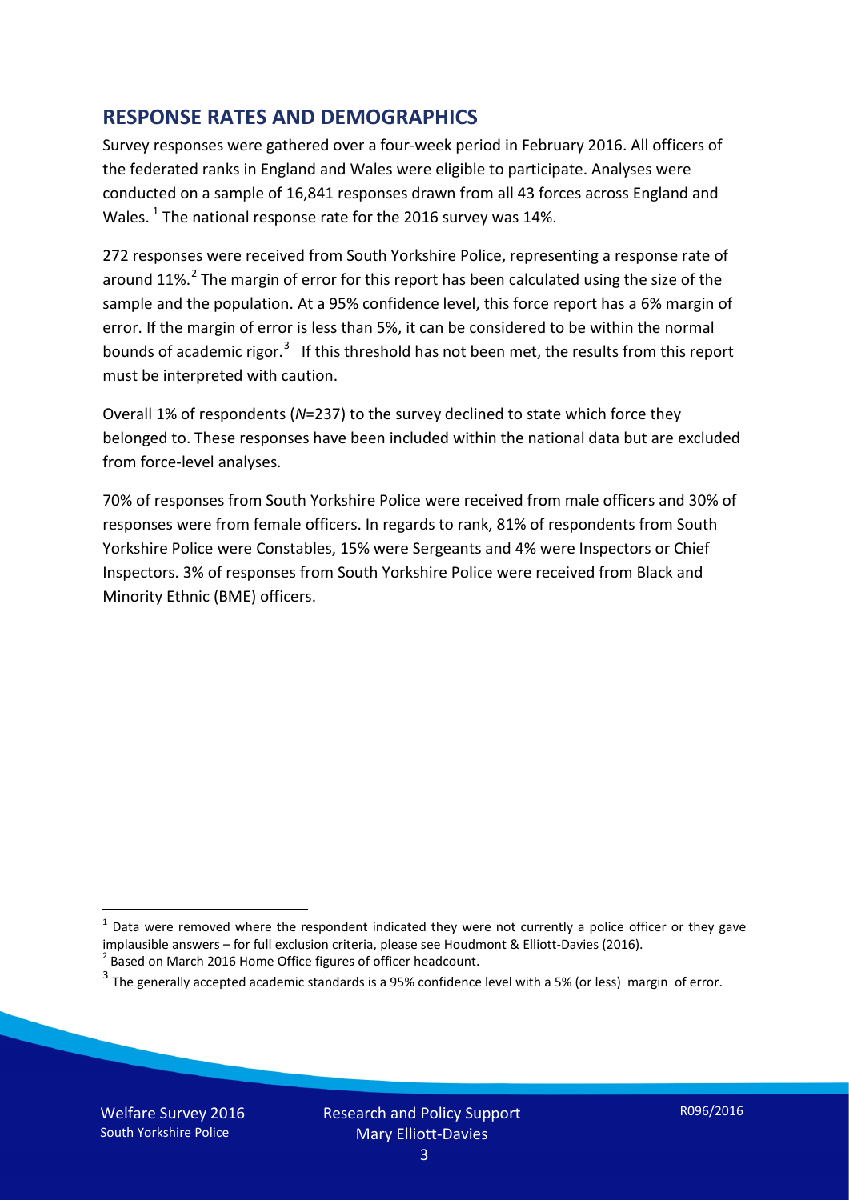## RESPONSE RATES AND DEMOGRAPHICS

Survey responses were gathered over a four-week period in February 2016. All officers of the federated ranks in England and Wales were eligible to participate. Analyses were conducted on a sample of 16,841 responses drawn from all 43 forces across England and Wales.[1] The national response rate for the 2016 survey was 14%.

272 responses were received from South Yorkshire Police, representing a response rate of around 11%.[2] The margin of error for this report has been calculated using the size of the sample and the population. At a 95% confidence level, this force report has a 6% margin of error. If the margin of error is less than 5%, it can be considered to be within the normal bounds of academic rigor.[3] If this threshold has not been met, the results from this report must be interpreted with caution.

Overall 1% of respondents (*N*=237) to the survey declined to state which force they belonged to. These responses have been included within the national data but are excluded from force-level analyses.

70% of responses from South Yorkshire Police were received from male officers and 30% of responses were from female officers. In regards to rank, 81% of respondents from South Yorkshire Police were Constables, 15% were Sergeants and 4% were Inspectors or Chief Inspectors. 3% of responses from South Yorkshire Police were received from Black and Minority Ethnic (BME) officers.

---

[1] Data were removed where the respondent indicated they were not currently a police officer or they gave implausible answers – for full exclusion criteria, please see Houdmont & Elliott-Davies (2016).

[2] Based on March 2016 Home Office figures of officer headcount.

[3] The generally accepted academic standards is a 95% confidence level with a 5% (or less) margin of error.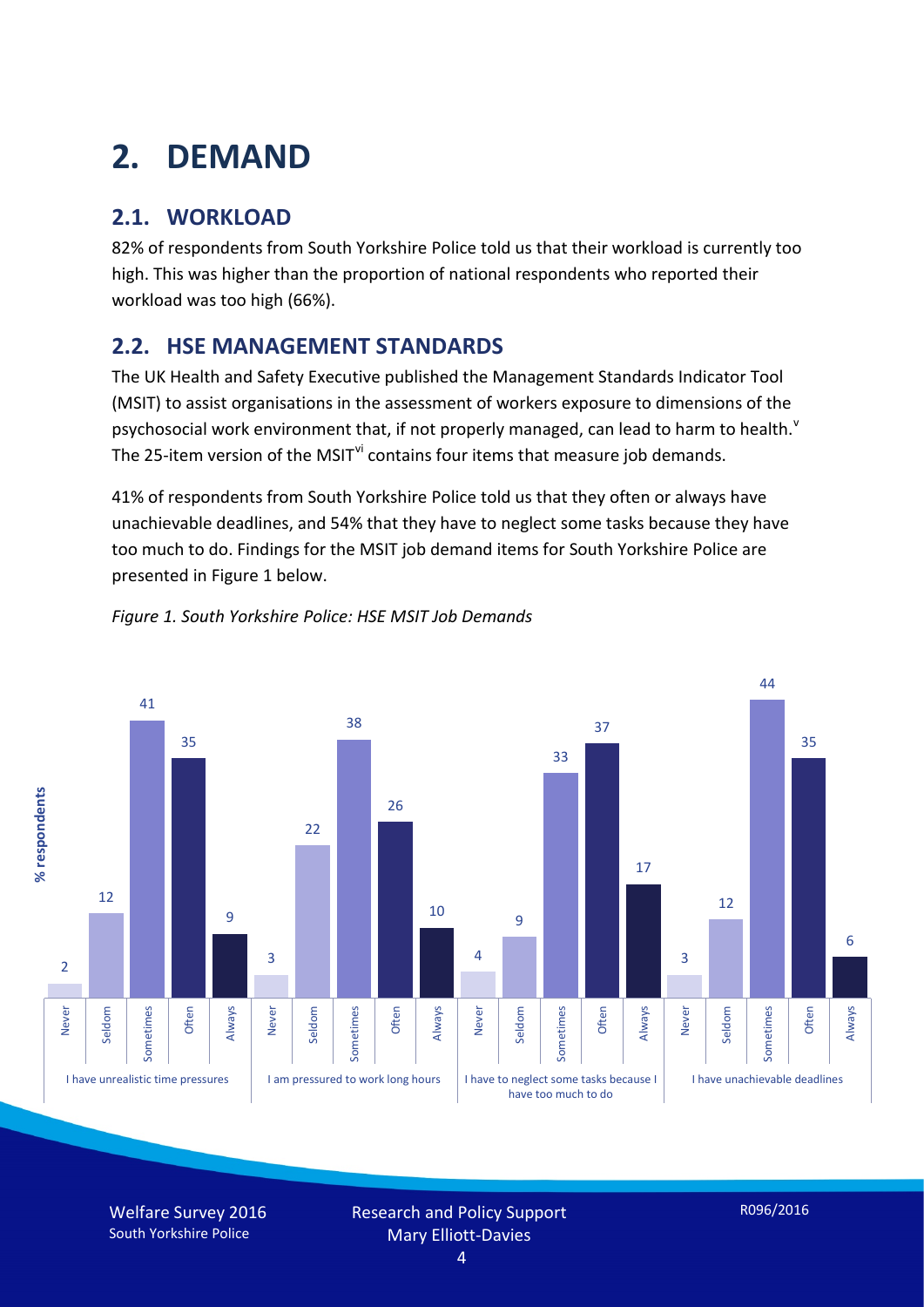# 2. DEMAND

## 2.1. WORKLOAD

82% of respondents from South Yorkshire Police told us that their workload is currently too high. This was higher than the proportion of national respondents who reported their workload was too high (66%).

## 2.2. HSE MANAGEMENT STANDARDS

The UK Health and Safety Executive published the Management Standards Indicator Tool (MSIT) to assist organisations in the assessment of workers exposure to dimensions of the psychosocial work environment that, if not properly managed, can lead to harm to health.[v] The 25-item version of the MSIT[vi] contains four items that measure job demands.

41% of respondents from South Yorkshire Police told us that they often or always have unachievable deadlines, and 54% that they have to neglect some tasks because they have too much to do. Findings for the MSIT job demand items for South Yorkshire Police are presented in Figure 1 below.

*Figure 1. South Yorkshire Police: HSE MSIT Job Demands*

| % respondents | Never | Seldom | Sometimes | Often | Always |
|---|---|---|---|---|---|
| I have unrealistic time pressures | 2 | 12 | 41 | 35 | 9 |
| I am pressured to work long hours | 3 | 22 | 38 | 26 | 10 |
| I have to neglect some tasks because I have too much to do | 4 | 9 | 33 | 37 | 17 |
| I have unachievable deadlines | 3 | 12 | 44 | 35 | 6 |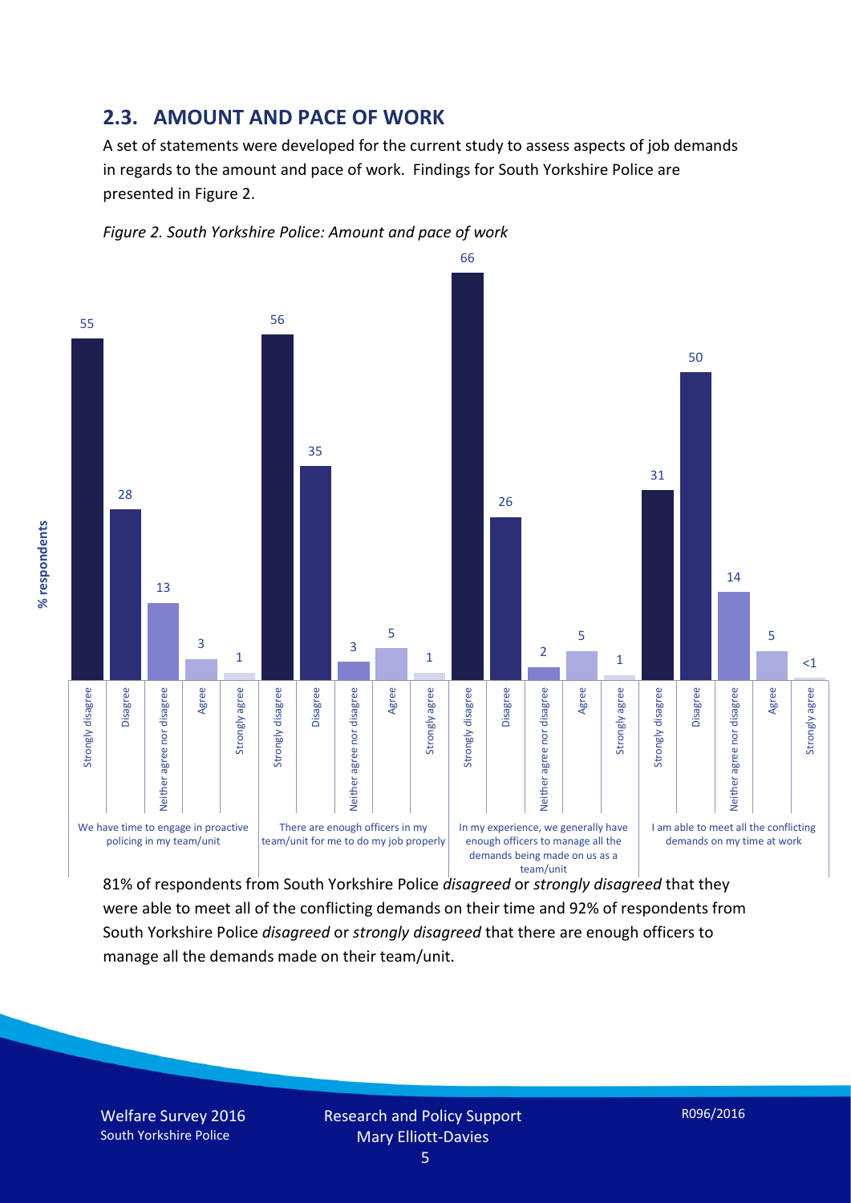## 2.3. AMOUNT AND PACE OF WORK

A set of statements were developed for the current study to assess aspects of job demands in regards to the amount and pace of work. Findings for South Yorkshire Police are presented in Figure 2.

*Figure 2. South Yorkshire Police: Amount and pace of work*

| % respondents | Strongly disagree | Disagree | Neither agree nor disagree | Agree | Strongly agree |
|---|---|---|---|---|---|
| We have time to engage in proactive policing in my team/unit | 55 | 28 | 13 | 3 | 1 |
| There are enough officers in my team/unit for me to do my job properly | 56 | 35 | 3 | 5 | 1 |
| In my experience, we generally have enough officers to manage all the demands being made on us as a team/unit | 66 | 26 | 2 | 5 | 1 |
| I am able to meet all the conflicting demands on my time at work | 31 | 50 | 14 | 5 | <1 |

81% of respondents from South Yorkshire Police *disagreed* or *strongly disagreed* that they were able to meet all of the conflicting demands on their time and 92% of respondents from South Yorkshire Police *disagreed* or *strongly disagreed* that there are enough officers to manage all the demands made on their team/unit.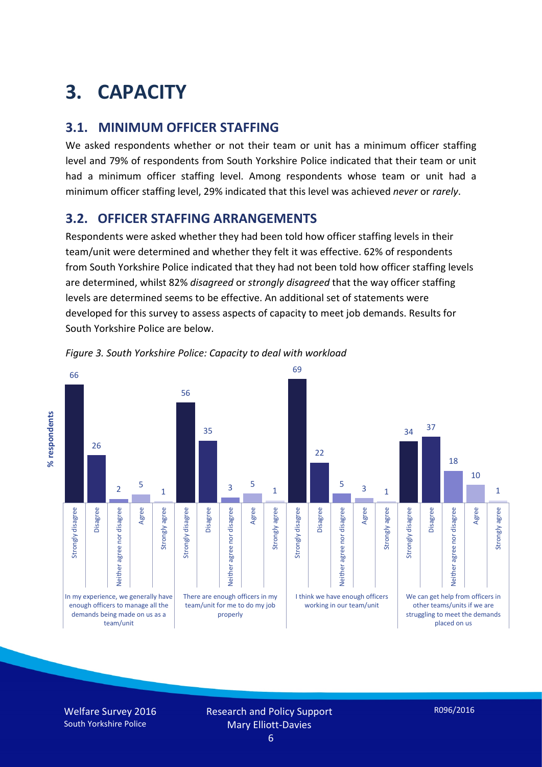# 3. CAPACITY

## 3.1. MINIMUM OFFICER STAFFING

We asked respondents whether or not their team or unit has a minimum officer staffing level and 79% of respondents from South Yorkshire Police indicated that their team or unit had a minimum officer staffing level. Among respondents whose team or unit had a minimum officer staffing level, 29% indicated that this level was achieved *never* or *rarely*.

## 3.2. OFFICER STAFFING ARRANGEMENTS

Respondents were asked whether they had been told how officer staffing levels in their team/unit were determined and whether they felt it was effective. 62% of respondents from South Yorkshire Police indicated that they had not been told how officer staffing levels are determined, whilst 82% *disagreed* or *strongly disagreed* that the way officer staffing levels are determined seems to be effective. An additional set of statements were developed for this survey to assess aspects of capacity to meet job demands. Results for South Yorkshire Police are below.

*Figure 3. South Yorkshire Police: Capacity to deal with workload*

| % respondents | Strongly disagree | Disagree | Neither agree nor disagree | Agree | Strongly agree |
|---|---|---|---|---|---|
| In my experience, we generally have enough officers to manage all the demands being made on us as a team/unit | 66 | 26 | 2 | 5 | 1 |
| There are enough officers in my team/unit for me to do my job properly | 56 | 35 | 3 | 5 | 1 |
| I think we have enough officers working in our team/unit | 69 | 22 | 5 | 3 | 1 |
| We can get help from officers in other teams/units if we are struggling to meet the demands placed on us | 34 | 37 | 18 | 10 | 1 |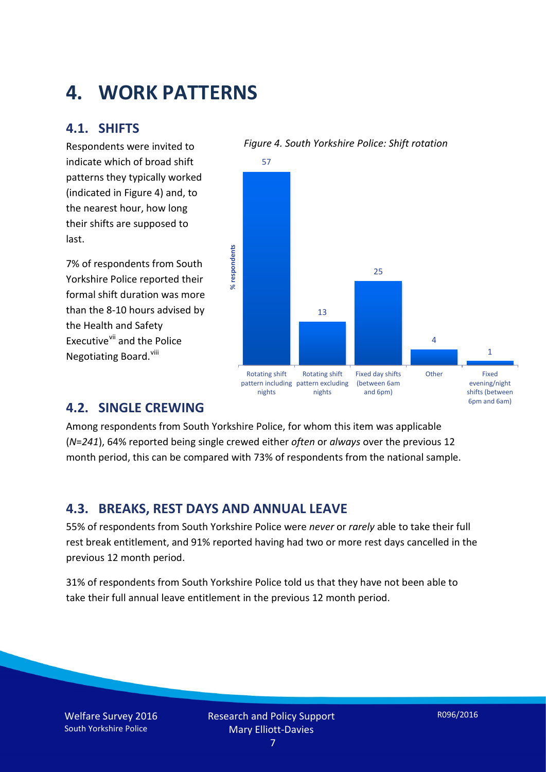# 4. WORK PATTERNS

## 4.1. SHIFTS

Respondents were invited to indicate which of broad shift patterns they typically worked (indicated in Figure 4) and, to the nearest hour, how long their shifts are supposed to last.

7% of respondents from South Yorkshire Police reported their formal shift duration was more than the 8-10 hours advised by the Health and Safety Executive[vii] and the Police Negotiating Board.[viii]

*Figure 4. South Yorkshire Police: Shift rotation*

| Shift pattern | % respondents |
|---|---|
| Rotating shift pattern including nights | 57 |
| Rotating shift pattern excluding nights | 13 |
| Fixed day shifts (between 6am and 6pm) | 25 |
| Other | 4 |
| Fixed evening/night shifts (between 6pm and 6am) | 1 |

## 4.2. SINGLE CREWING

Among respondents from South Yorkshire Police, for whom this item was applicable (*N=241*), 64% reported being single crewed either *often* or *always* over the previous 12 month period, this can be compared with 73% of respondents from the national sample.

## 4.3. BREAKS, REST DAYS AND ANNUAL LEAVE

55% of respondents from South Yorkshire Police were *never* or *rarely* able to take their full rest break entitlement, and 91% reported having had two or more rest days cancelled in the previous 12 month period.

31% of respondents from South Yorkshire Police told us that they have not been able to take their full annual leave entitlement in the previous 12 month period.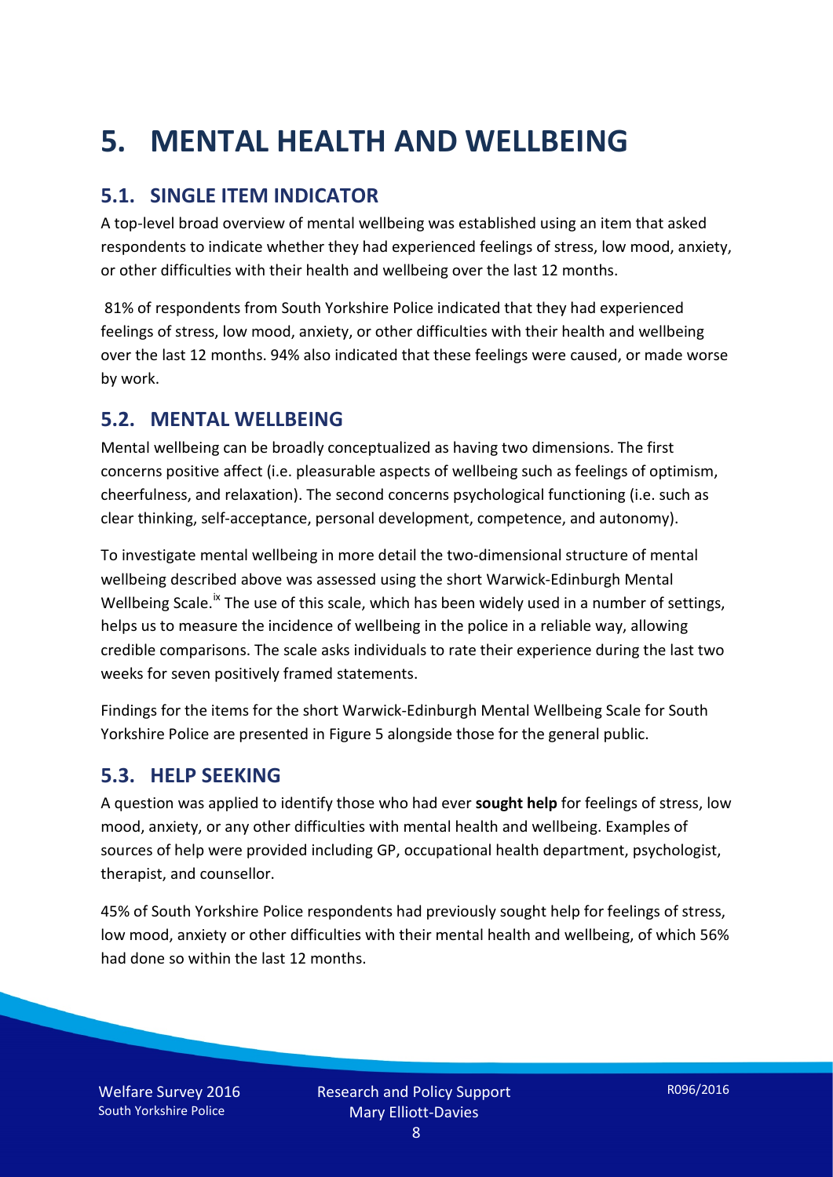# 5. MENTAL HEALTH AND WELLBEING

## 5.1. SINGLE ITEM INDICATOR

A top-level broad overview of mental wellbeing was established using an item that asked respondents to indicate whether they had experienced feelings of stress, low mood, anxiety, or other difficulties with their health and wellbeing over the last 12 months.

81% of respondents from South Yorkshire Police indicated that they had experienced feelings of stress, low mood, anxiety, or other difficulties with their health and wellbeing over the last 12 months. 94% also indicated that these feelings were caused, or made worse by work.

## 5.2. MENTAL WELLBEING

Mental wellbeing can be broadly conceptualized as having two dimensions. The first concerns positive affect (i.e. pleasurable aspects of wellbeing such as feelings of optimism, cheerfulness, and relaxation). The second concerns psychological functioning (i.e. such as clear thinking, self-acceptance, personal development, competence, and autonomy).

To investigate mental wellbeing in more detail the two-dimensional structure of mental wellbeing described above was assessed using the short Warwick-Edinburgh Mental Wellbeing Scale.[ix] The use of this scale, which has been widely used in a number of settings, helps us to measure the incidence of wellbeing in the police in a reliable way, allowing credible comparisons. The scale asks individuals to rate their experience during the last two weeks for seven positively framed statements.

Findings for the items for the short Warwick-Edinburgh Mental Wellbeing Scale for South Yorkshire Police are presented in Figure 5 alongside those for the general public.

## 5.3. HELP SEEKING

A question was applied to identify those who had ever **sought help** for feelings of stress, low mood, anxiety, or any other difficulties with mental health and wellbeing. Examples of sources of help were provided including GP, occupational health department, psychologist, therapist, and counsellor.

45% of South Yorkshire Police respondents had previously sought help for feelings of stress, low mood, anxiety or other difficulties with their mental health and wellbeing, of which 56% had done so within the last 12 months.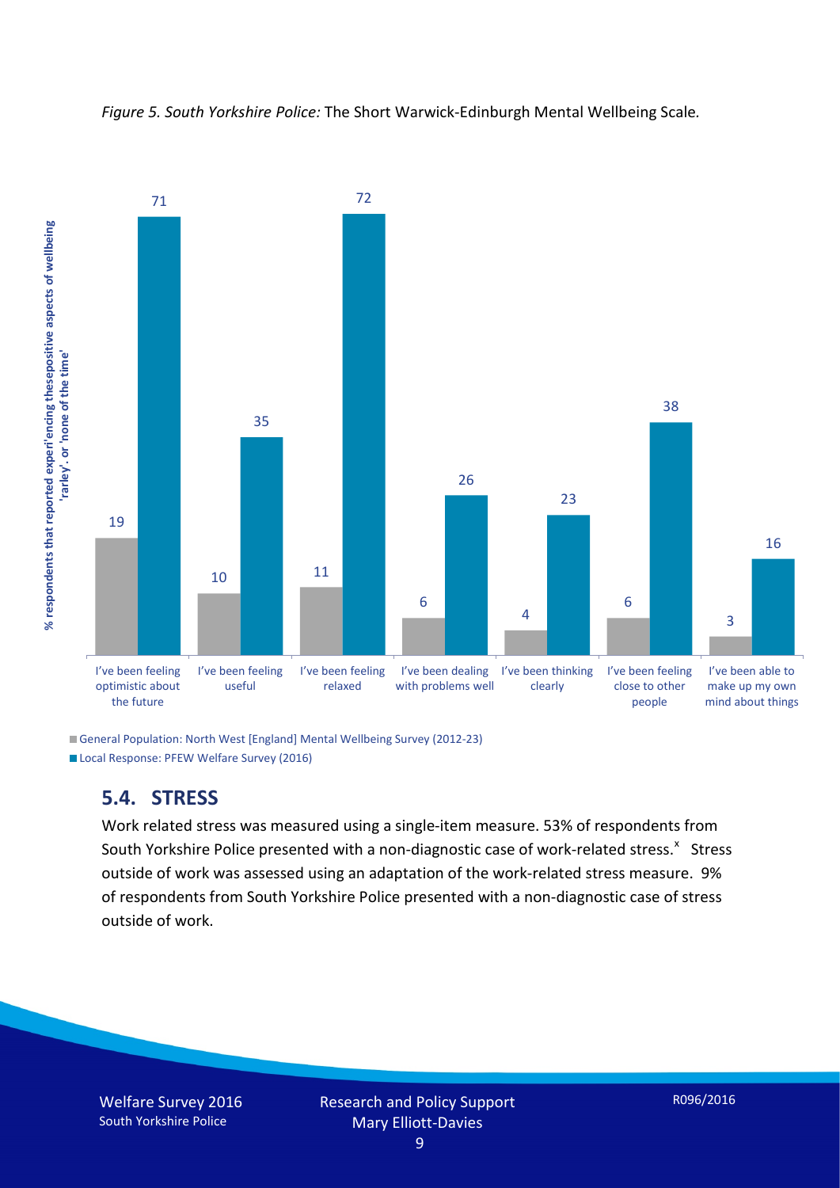*Figure 5. South Yorkshire Police:* The Short Warwick-Edinburgh Mental Wellbeing Scale.

| | General Population: North West [England] Mental Wellbeing Survey (2012-23) | Local Response: PFEW Welfare Survey (2016) |
|---|---|---|
| I've been feeling optimistic about the future | 19 | 71 |
| I've been feeling useful | 10 | 35 |
| I've been feeling relaxed | 11 | 72 |
| I've been dealing with problems well | 6 | 26 |
| I've been thinking clearly | 4 | 23 |
| I've been feeling close to other people | 6 | 38 |
| I've been able to make up my own mind about things | 3 | 16 |

% respondents that reported experi'encing thesepositive aspects of wellbeing 'rarley'. or 'none of the time'

## 5.4. STRESS

Work related stress was measured using a single-item measure. 53% of respondents from South Yorkshire Police presented with a non-diagnostic case of work-related stress.[x] Stress outside of work was assessed using an adaptation of the work-related stress measure. 9% of respondents from South Yorkshire Police presented with a non-diagnostic case of stress outside of work.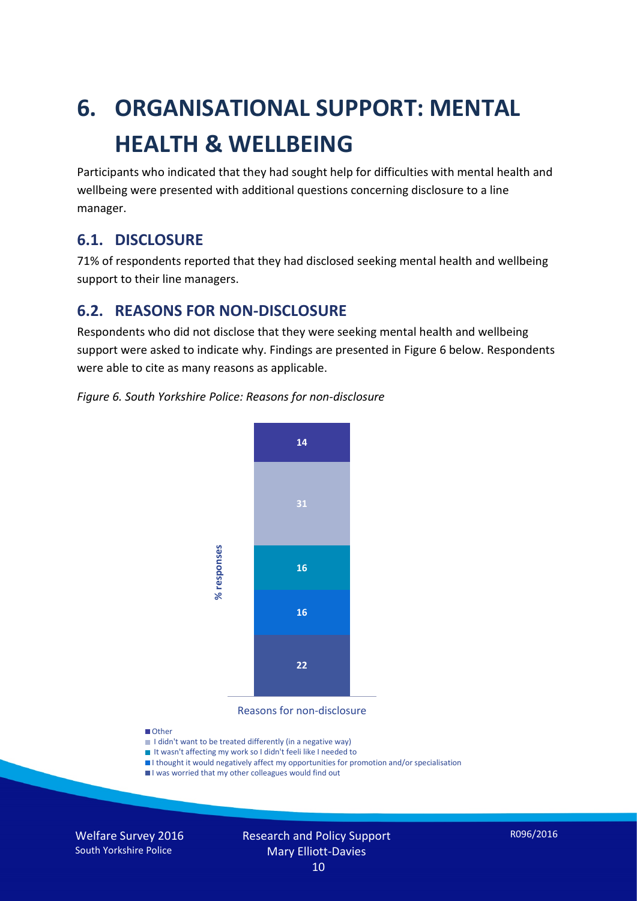# 6. ORGANISATIONAL SUPPORT: MENTAL HEALTH & WELLBEING

Participants who indicated that they had sought help for difficulties with mental health and wellbeing were presented with additional questions concerning disclosure to a line manager.

## 6.1. DISCLOSURE

71% of respondents reported that they had disclosed seeking mental health and wellbeing support to their line managers.

## 6.2. REASONS FOR NON-DISCLOSURE

Respondents who did not disclose that they were seeking mental health and wellbeing support were asked to indicate why. Findings are presented in Figure 6 below. Respondents were able to cite as many reasons as applicable.

*Figure 6. South Yorkshire Police: Reasons for non-disclosure*

| Reasons for non-disclosure | % responses |
|---|---|
| Other | 14 |
| I didn't want to be treated differently (in a negative way) | 31 |
| It wasn't affecting my work so I didn't feeli like I needed to | 16 |
| I thought it would negatively affect my opportunities for promotion and/or specialisation | 16 |
| I was worried that my other colleagues would find out | 22 |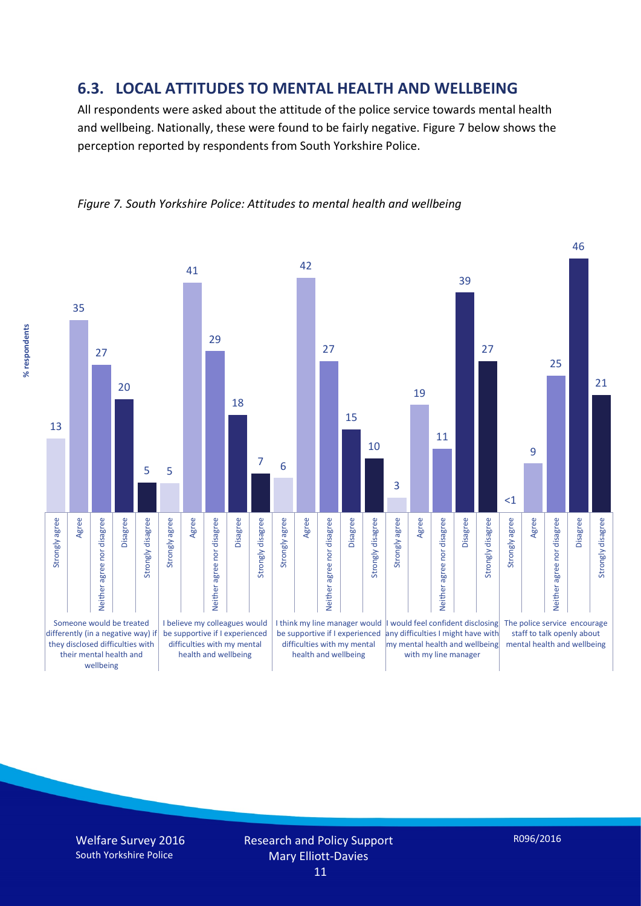## 6.3. LOCAL ATTITUDES TO MENTAL HEALTH AND WELLBEING

All respondents were asked about the attitude of the police service towards mental health and wellbeing. Nationally, these were found to be fairly negative. Figure 7 below shows the perception reported by respondents from South Yorkshire Police.

*Figure 7. South Yorkshire Police: Attitudes to mental health and wellbeing*

| % respondents | Strongly agree | Agree | Neither agree nor disagree | Disagree | Strongly disagree |
|---|---|---|---|---|---|
| Someone would be treated differently (in a negative way) if they disclosed difficulties with their mental health and wellbeing | 13 | 35 | 27 | 20 | 5 |
| I believe my colleagues would be supportive if I experienced difficulties with my mental health and wellbeing | 5 | 41 | 29 | 18 | 7 |
| I think my line manager would be supportive if I experienced difficulties with my mental health and wellbeing | 6 | 42 | 27 | 15 | 10 |
| I would feel confident disclosing any difficulties I might have with my mental health and wellbeing with my line manager | 3 | 19 | 11 | 39 | 27 |
| The police service encourage staff to talk openly about mental health and wellbeing | <1 | 9 | 25 | 46 | 21 |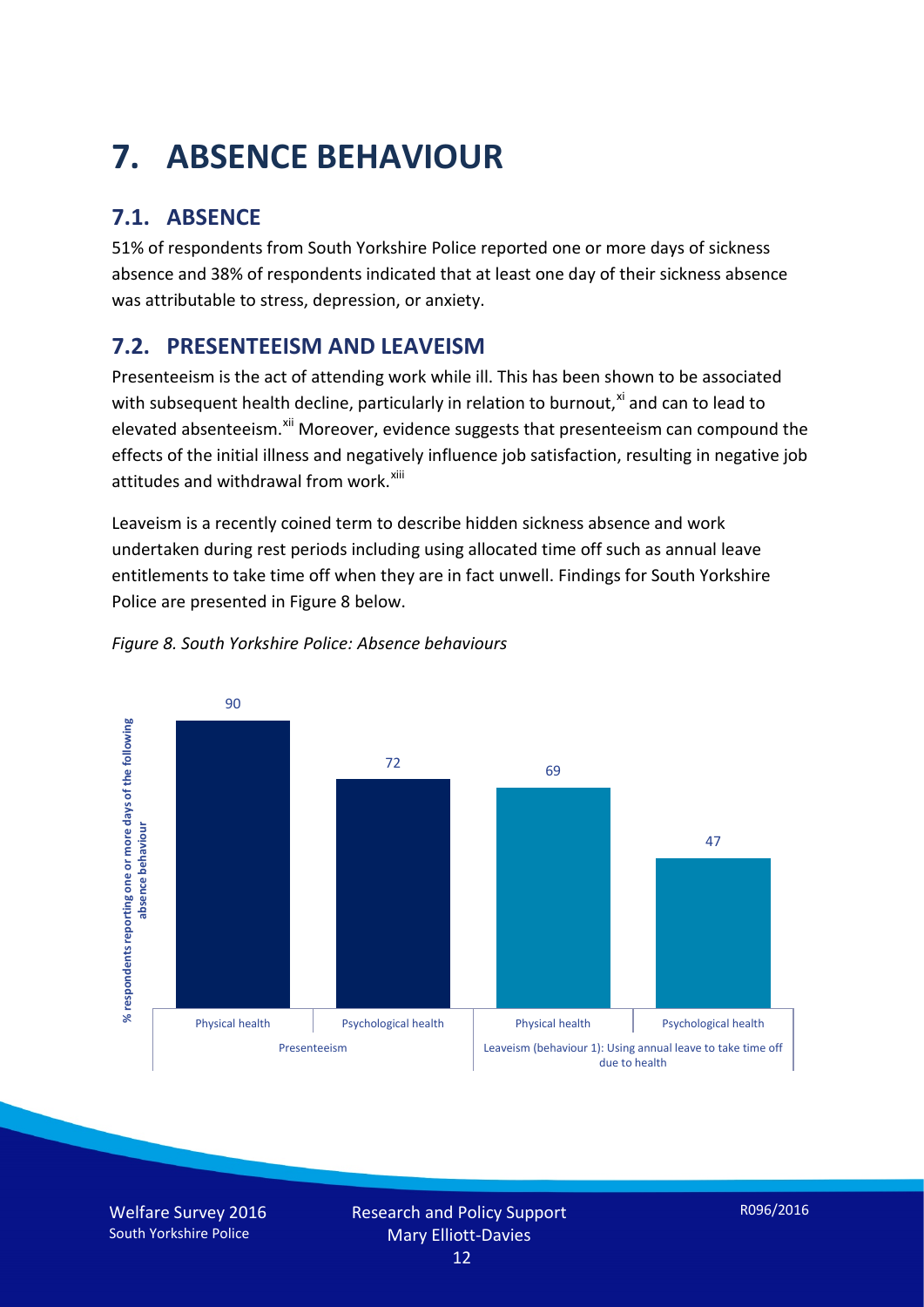# 7. ABSENCE BEHAVIOUR

## 7.1. ABSENCE

51% of respondents from South Yorkshire Police reported one or more days of sickness absence and 38% of respondents indicated that at least one day of their sickness absence was attributable to stress, depression, or anxiety.

## 7.2. PRESENTEEISM AND LEAVEISM

Presenteeism is the act of attending work while ill. This has been shown to be associated with subsequent health decline, particularly in relation to burnout,[xi] and can to lead to elevated absenteeism.[xii] Moreover, evidence suggests that presenteeism can compound the effects of the initial illness and negatively influence job satisfaction, resulting in negative job attitudes and withdrawal from work.[xiii]

Leaveism is a recently coined term to describe hidden sickness absence and work undertaken during rest periods including using allocated time off such as annual leave entitlements to take time off when they are in fact unwell. Findings for South Yorkshire Police are presented in Figure 8 below.

*Figure 8. South Yorkshire Police: Absence behaviours*

| | | % respondents reporting one or more days of the following absence behaviour |
|---|---|---|
| Presenteeism | Physical health | 90 |
| | Psychological health | 72 |
| Leaveism (behaviour 1): Using annual leave to take time off due to health | Physical health | 69 |
| | Psychological health | 47 |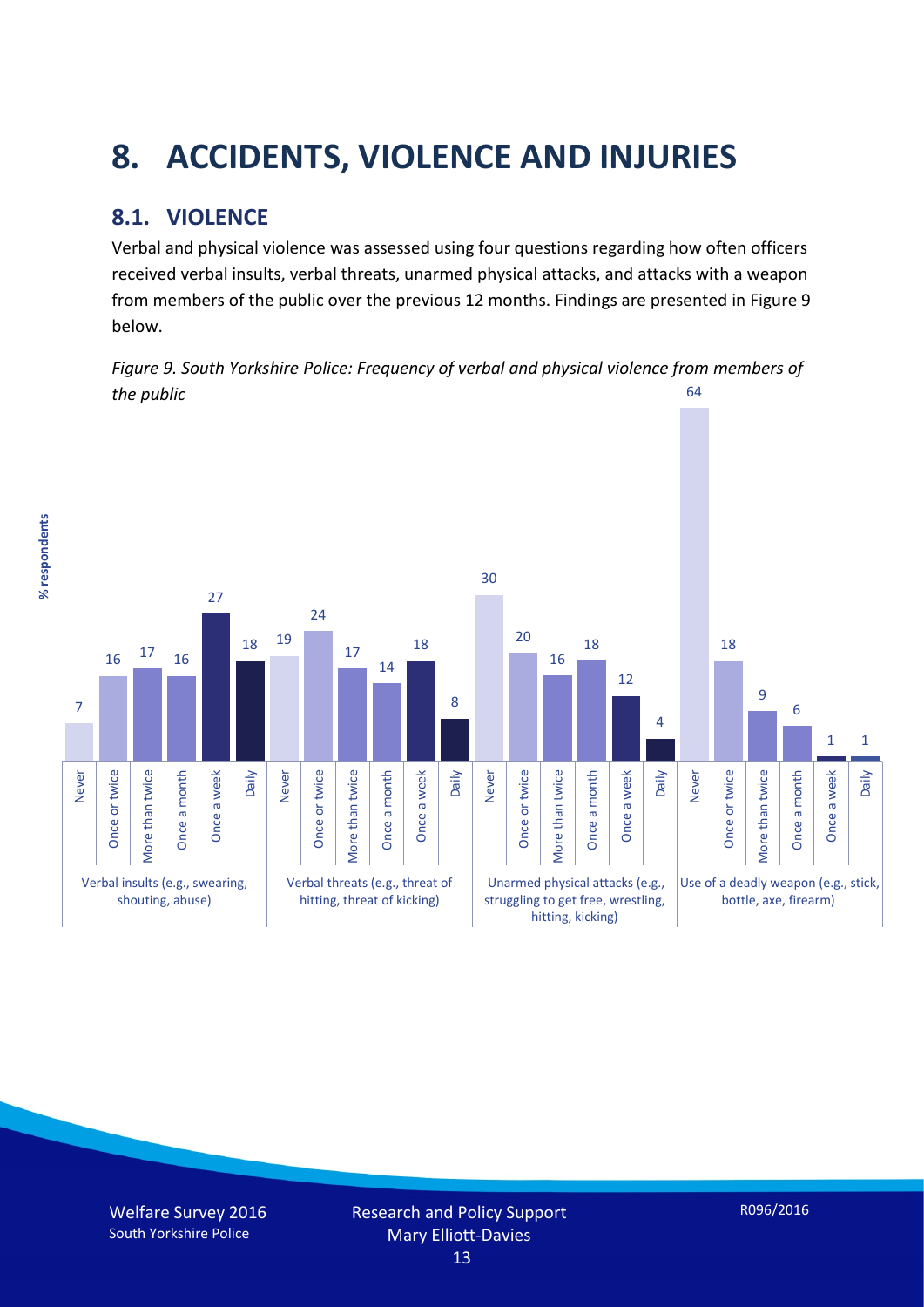# 8. ACCIDENTS, VIOLENCE AND INJURIES

## 8.1. VIOLENCE

Verbal and physical violence was assessed using four questions regarding how often officers received verbal insults, verbal threats, unarmed physical attacks, and attacks with a weapon from members of the public over the previous 12 months. Findings are presented in Figure 9 below.

*Figure 9. South Yorkshire Police: Frequency of verbal and physical violence from members of the public*

| % respondents | Never | Once or twice | More than twice | Once a month | Once a week | Daily |
|---|---|---|---|---|---|---|
| Verbal insults (e.g., swearing, shouting, abuse) | 7 | 16 | 17 | 16 | 27 | 18 |
| Verbal threats (e.g., threat of hitting, threat of kicking) | 19 | 24 | 17 | 14 | 18 | 8 |
| Unarmed physical attacks (e.g., struggling to get free, wrestling, hitting, kicking) | 30 | 20 | 16 | 18 | 12 | 4 |
| Use of a deadly weapon (e.g., stick, bottle, axe, firearm) | 64 | 18 | 9 | 6 | 1 | 1 |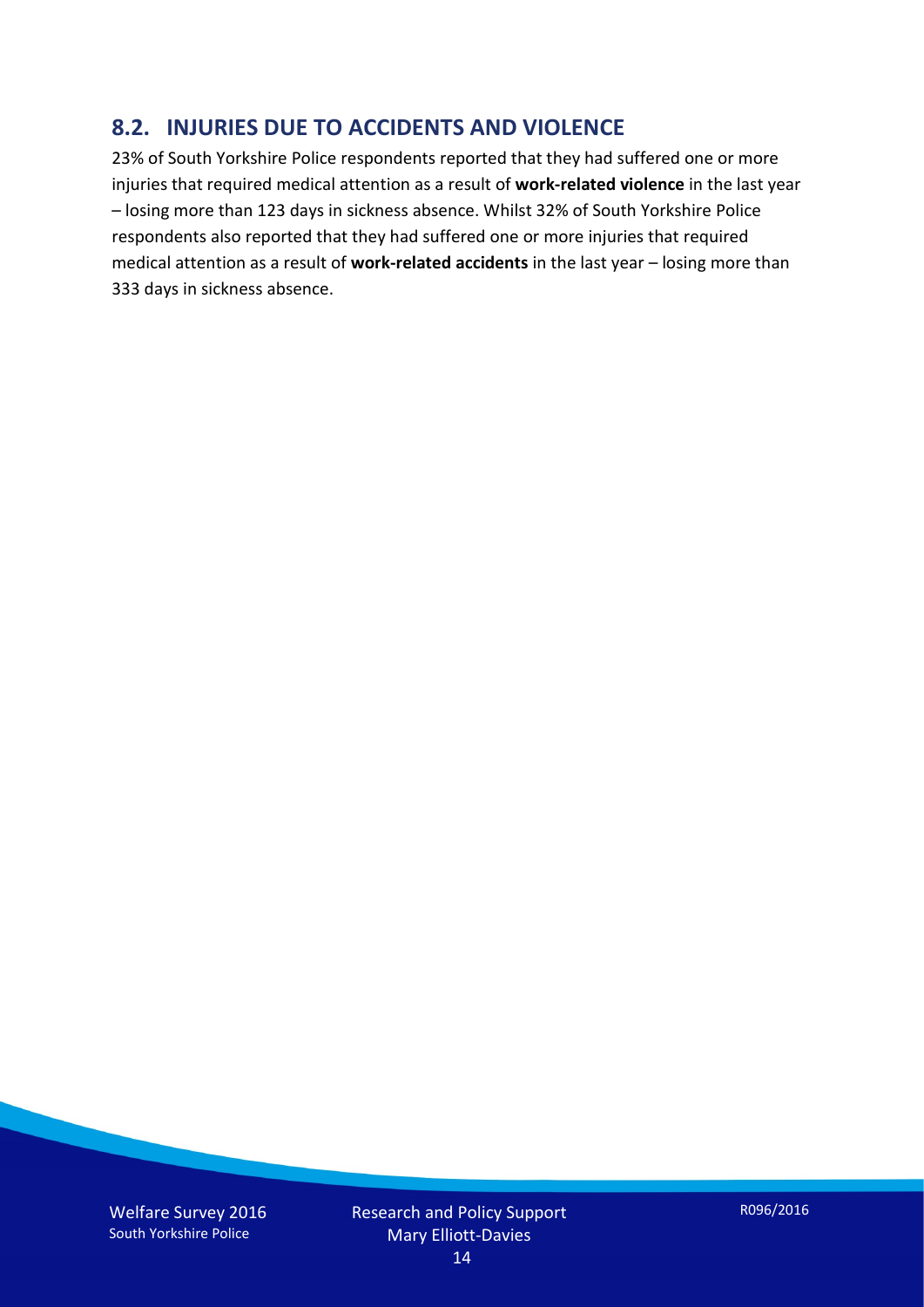## 8.2. INJURIES DUE TO ACCIDENTS AND VIOLENCE

23% of South Yorkshire Police respondents reported that they had suffered one or more injuries that required medical attention as a result of **work-related violence** in the last year – losing more than 123 days in sickness absence. Whilst 32% of South Yorkshire Police respondents also reported that they had suffered one or more injuries that required medical attention as a result of **work-related accidents** in the last year – losing more than 333 days in sickness absence.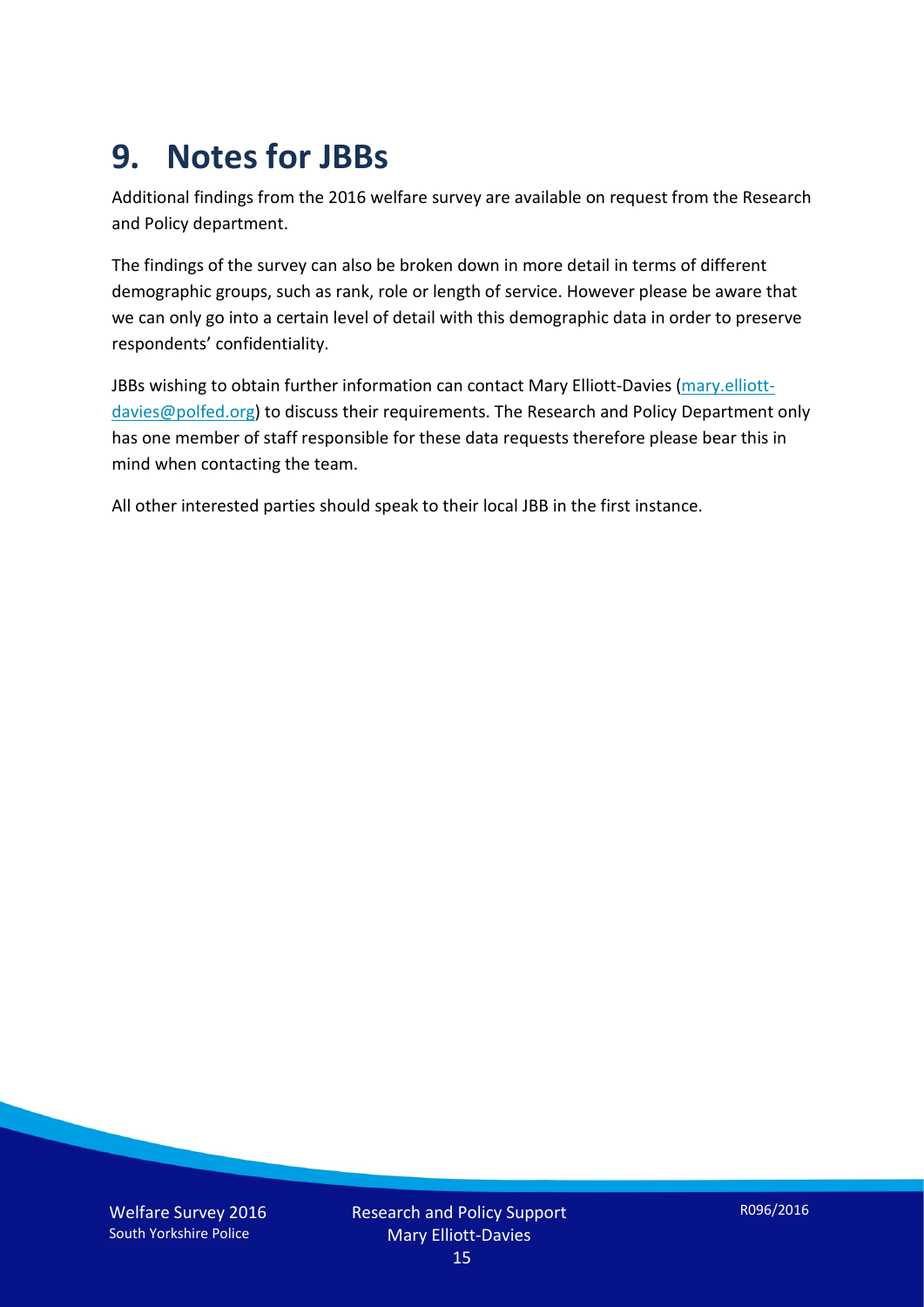# 9. Notes for JBBs

Additional findings from the 2016 welfare survey are available on request from the Research and Policy department.

The findings of the survey can also be broken down in more detail in terms of different demographic groups, such as rank, role or length of service. However please be aware that we can only go into a certain level of detail with this demographic data in order to preserve respondents' confidentiality.

JBBs wishing to obtain further information can contact Mary Elliott-Davies (mary.elliott-davies@polfed.org) to discuss their requirements. The Research and Policy Department only has one member of staff responsible for these data requests therefore please bear this in mind when contacting the team.

All other interested parties should speak to their local JBB in the first instance.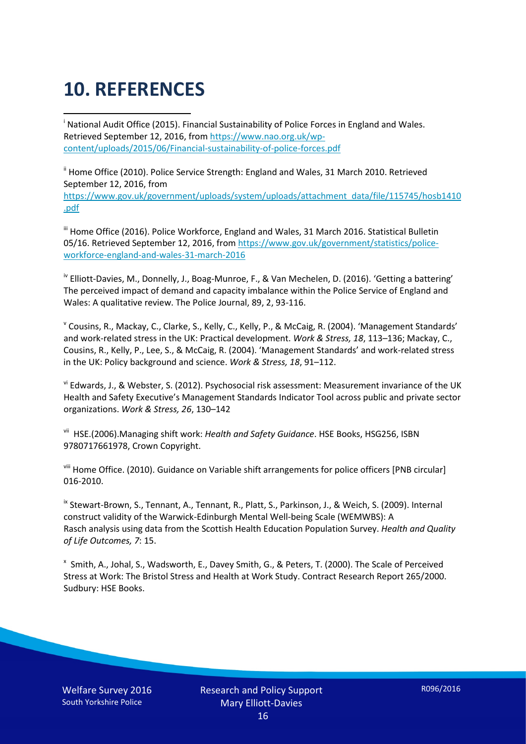# 10. REFERENCES

[i] National Audit Office (2015). Financial Sustainability of Police Forces in England and Wales. Retrieved September 12, 2016, from https://www.nao.org.uk/wp-content/uploads/2015/06/Financial-sustainability-of-police-forces.pdf

[ii] Home Office (2010). Police Service Strength: England and Wales, 31 March 2010. Retrieved September 12, 2016, from https://www.gov.uk/government/uploads/system/uploads/attachment_data/file/115745/hosb1410.pdf

[iii] Home Office (2016). Police Workforce, England and Wales, 31 March 2016. Statistical Bulletin 05/16. Retrieved September 12, 2016, from https://www.gov.uk/government/statistics/police-workforce-england-and-wales-31-march-2016

[iv] Elliott-Davies, M., Donnelly, J., Boag-Munroe, F., & Van Mechelen, D. (2016). 'Getting a battering' The perceived impact of demand and capacity imbalance within the Police Service of England and Wales: A qualitative review. The Police Journal, 89, 2, 93-116.

[v] Cousins, R., Mackay, C., Clarke, S., Kelly, C., Kelly, P., & McCaig, R. (2004). 'Management Standards' and work-related stress in the UK: Practical development. *Work & Stress, 18*, 113–136; Mackay, C., Cousins, R., Kelly, P., Lee, S., & McCaig, R. (2004). 'Management Standards' and work-related stress in the UK: Policy background and science. *Work & Stress, 18*, 91–112.

[vi] Edwards, J., & Webster, S. (2012). Psychosocial risk assessment: Measurement invariance of the UK Health and Safety Executive's Management Standards Indicator Tool across public and private sector organizations. *Work & Stress, 26*, 130–142

[vii] HSE.(2006).Managing shift work: *Health and Safety Guidance*. HSE Books, HSG256, ISBN 9780717661978, Crown Copyright.

[viii] Home Office. (2010). Guidance on Variable shift arrangements for police officers [PNB circular] 016-2010.

[ix] Stewart-Brown, S., Tennant, A., Tennant, R., Platt, S., Parkinson, J., & Weich, S. (2009). Internal construct validity of the Warwick-Edinburgh Mental Well-being Scale (WEMWBS): A Rasch analysis using data from the Scottish Health Education Population Survey. *Health and Quality of Life Outcomes, 7*: 15.

[x] Smith, A., Johal, S., Wadsworth, E., Davey Smith, G., & Peters, T. (2000). The Scale of Perceived Stress at Work: The Bristol Stress and Health at Work Study. Contract Research Report 265/2000. Sudbury: HSE Books.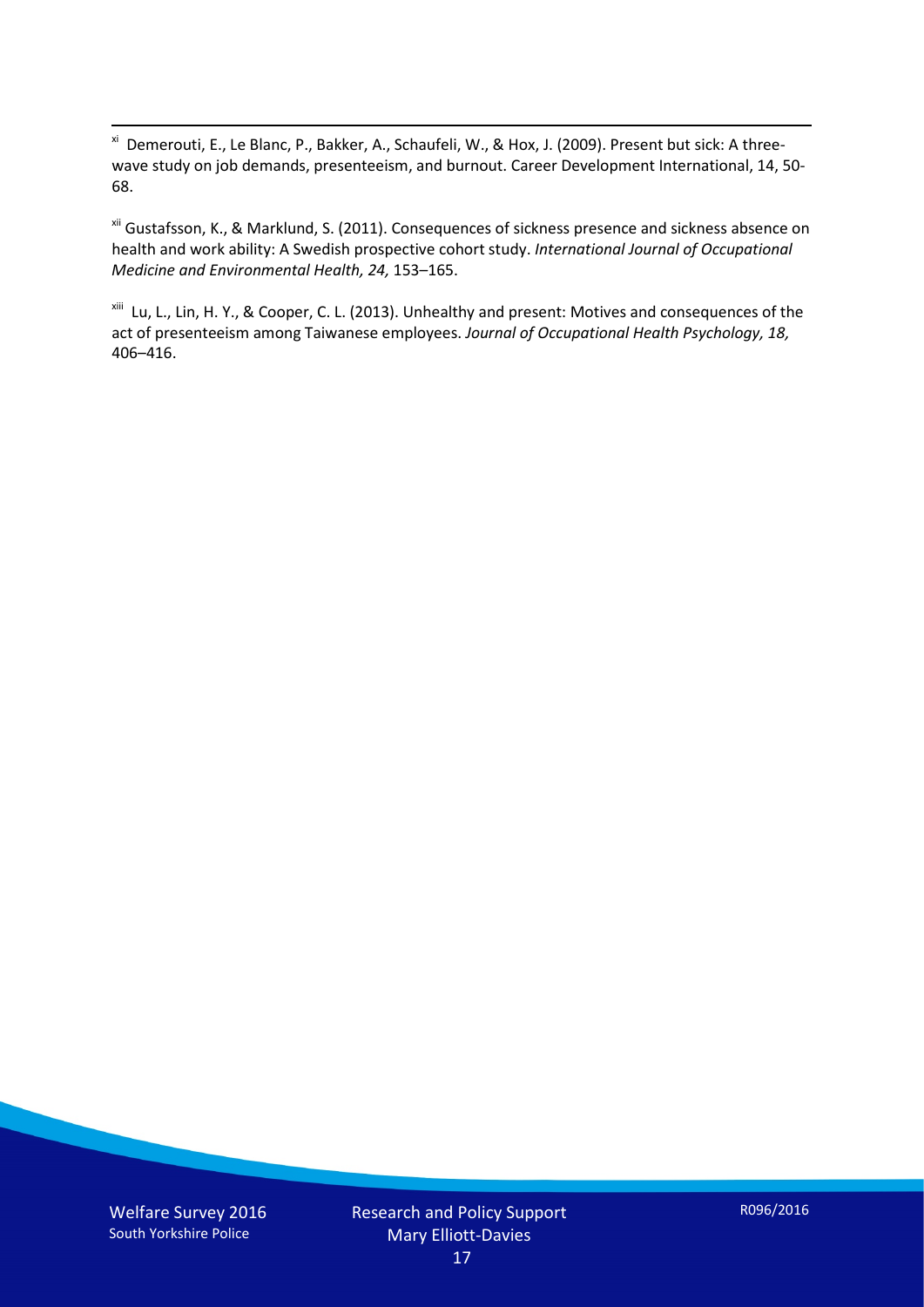[xi] Demerouti, E., Le Blanc, P., Bakker, A., Schaufeli, W., & Hox, J. (2009). Present but sick: A three-wave study on job demands, presenteeism, and burnout. Career Development International, 14, 50-68.

[xii] Gustafsson, K., & Marklund, S. (2011). Consequences of sickness presence and sickness absence on health and work ability: A Swedish prospective cohort study. *International Journal of Occupational Medicine and Environmental Health, 24,* 153–165.

[xiii] Lu, L., Lin, H. Y., & Cooper, C. L. (2013). Unhealthy and present: Motives and consequences of the act of presenteeism among Taiwanese employees. *Journal of Occupational Health Psychology, 18,* 406–416.